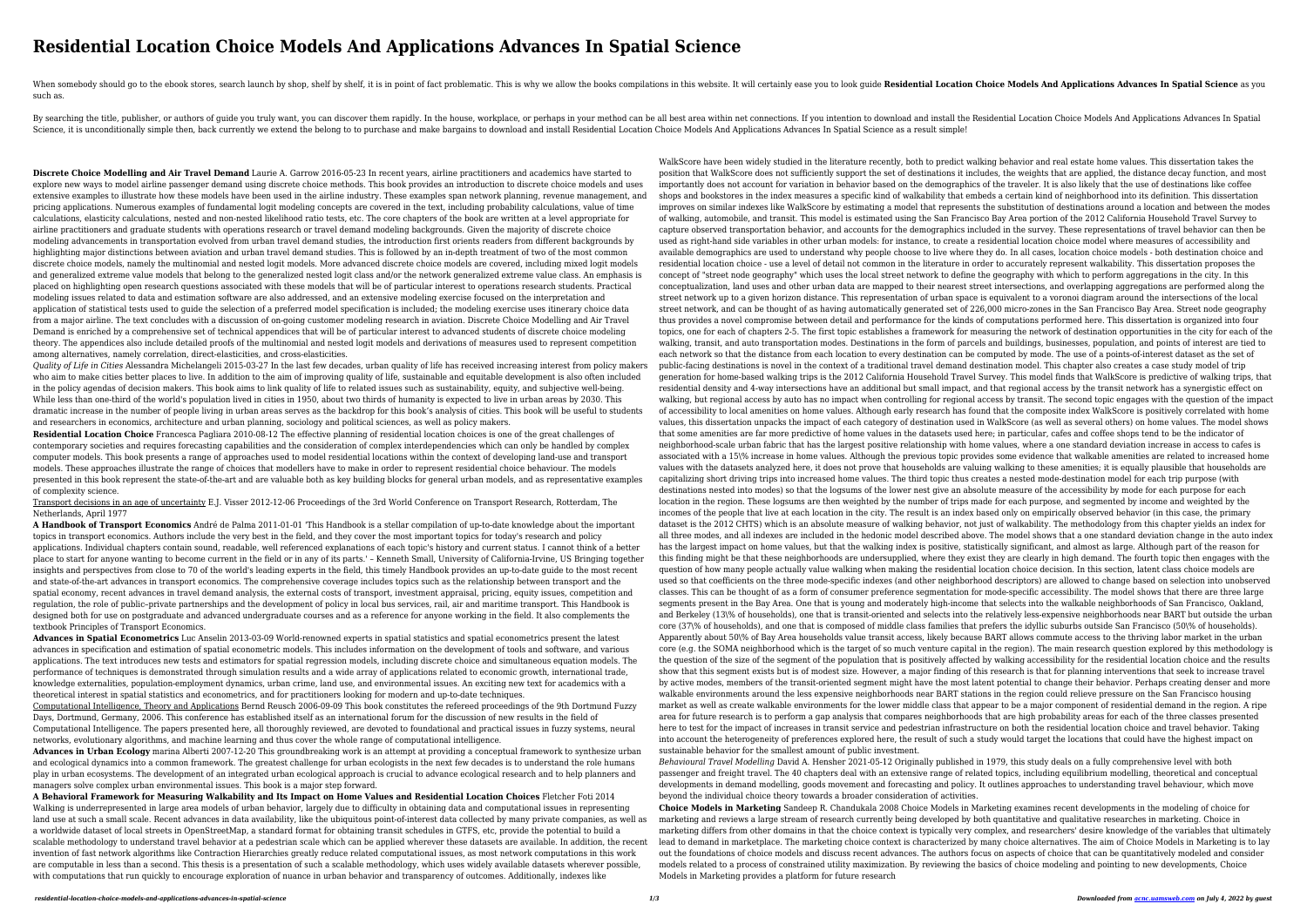# Residential Location Choice Models And Applications Advances In Spatial Science

When somebody should go to the ebook stores, search launch by shop, shelf by shelf, it is in point of fact problematic. This is why we allow the books compilations in this website. It will certainly ease you to look guide **Residential Location Choice Models And Applications Advances In Spatial Science** as you such as.

By searching the title, publisher, or authors of guide you truly want, you can discover them rapidly. In the house, workplace, or perhaps in your method can be all best area within net connections. If you intention to download and install the Residential Location Choice Models And Applications Advances In Spatial Science, it is unconditionally simple then, back currently we extend the belong to to purchase and make bargains to download and install Residential Location Choice Models And Applications Advances In Spatial Science as a result simple!

**Discrete Choice Modelling and Air Travel Demand** Laurie A. Garrow 2016-05-23 In recent years, airline practitioners and academics have started to explore new ways to model airline passenger demand using discrete choice methods. This book provides an introduction to discrete choice models and uses extensive examples to illustrate how these models have been used in the airline industry. These examples span network planning, revenue management, and pricing applications. Numerous examples of fundamental logit modeling concepts are covered in the text, including probability calculations, value of time calculations, elasticity calculations, nested and non-nested likelihood ratio tests, etc. The core chapters of the book are written at a level appropriate for airline practitioners and graduate students with operations research or travel demand modeling backgrounds. Given the majority of discrete choice modeling advancements in transportation evolved from urban travel demand studies, the introduction first orients readers from different backgrounds by highlighting major distinctions between aviation and urban travel demand studies. This is followed by an in-depth treatment of two of the most common discrete choice models, namely the multinomial and nested logit models. More advanced discrete choice models are covered, including mixed logit models and generalized extreme value models that belong to the generalized nested logit class and/or the network generalized extreme value class. An emphasis is placed on highlighting open research questions associated with these models that will be of particular interest to operations research students. Practical modeling issues related to data and estimation software are also addressed, and an extensive modeling exercise focused on the interpretation and application of statistical tests used to guide the selection of a preferred model specification is included; the modeling exercise uses itinerary choice data from a major airline. The text concludes with a discussion of on-going customer modeling research in aviation. Discrete Choice Modelling and Air Travel Demand is enriched by a comprehensive set of technical appendices that will be of particular interest to advanced students of discrete choice modeling theory. The appendices also include detailed proofs of the multinomial and nested logit models and derivations of measures used to represent competition among alternatives, namely correlation, direct-elasticities, and cross-elasticities.

*Quality of Life in Cities* Alessandra Michelangeli 2015-03-27 In the last few decades, urban quality of life has received increasing interest from policy makers who aim to make cities better places to live. In addition to the aim of improving quality of life, sustainable and equitable development is also often included in the policy agendas of decision makers. This book aims to link quality of life to related issues such as sustainability, equity, and subjective well-being. While less than one-third of the world's population lived in cities in 1950, about two thirds of humanity is expected to live in urban areas by 2030. This dramatic increase in the number of people living in urban areas serves as the backdrop for this book's analysis of cities. This book will be useful to students and researchers in economics, architecture and urban planning, sociology and political sciences, as well as policy makers.

**Residential Location Choice** Francesca Pagliara 2010-08-12 The effective planning of residential location choices is one of the great challenges of contemporary societies and requires forecasting capabilities and the consideration of complex interdependencies which can only be handled by complex computer models. This book presents a range of approaches used to model residential locations within the context of developing land-use and transport models. These approaches illustrate the range of choices that modellers have to make in order to represent residential choice behaviour. The models presented in this book represent the state-of-the-art and are valuable both as key building blocks for general urban models, and as representative examples of complexity science.

Transport decisions in an age of uncertainty E.J. Visser 2012-12-06 Proceedings of the 3rd World Conference on Transport Research, Rotterdam, The Netherlands, April 1977

**A Handbook of Transport Economics** André de Palma 2011-01-01 'This Handbook is a stellar compilation of up-to-date knowledge about the important topics in transport economics. Authors include the very best in the field, and they cover the most important topics for today's research and policy applications. Individual chapters contain sound, readable, well referenced explanations of each topic's history and current status. I cannot think of a better place to start for anyone wanting to become current in the field or in any of its parts.' – Kenneth Small, University of California-Irvine, US Bringing together insights and perspectives from close to 70 of the world's leading experts in the field, this timely Handbook provides an up-to-date guide to the most recent and state-of-the-art advances in transport economics. The comprehensive coverage includes topics such as the relationship between transport and the spatial economy, recent advances in travel demand analysis, the external costs of transport, investment appraisal, pricing, equity issues, competition and regulation, the role of public–private partnerships and the development of policy in local bus services, rail, air and maritime transport. This Handbook is designed both for use on postgraduate and advanced undergraduate courses and as a reference for anyone working in the field. It also complements the textbook Principles of Transport Economics.

**Advances in Spatial Econometrics** Luc Anselin 2013-03-09 World-renowned experts in spatial statistics and spatial econometrics present the latest advances in specification and estimation of spatial econometric models. This includes information on the development of tools and software, and various applications. The text introduces new tests and estimators for spatial regression models, including discrete choice and simultaneous equation models. The performance of techniques is demonstrated through simulation results and a wide array of applications related to economic growth, international trade, knowledge externalities, population-employment dynamics, urban crime, land use, and environmental issues. An exciting new text for academics with a theoretical interest in spatial statistics and econometrics, and for practitioners looking for modern and up-to-date techniques.

Computational Intelligence, Theory and Applications Bernd Reusch 2006-09-09 This book constitutes the refereed proceedings of the 9th Dortmund Fuzzy Days, Dortmund, Germany, 2006. This conference has established itself as an international forum for the discussion of new results in the field of Computational Intelligence. The papers presented here, all thoroughly reviewed, are devoted to foundational and practical issues in fuzzy systems, neural networks, evolutionary algorithms, and machine learning and thus cover the whole range of computational intelligence.

**Advances in Urban Ecology** marina Alberti 2007-12-20 This groundbreaking work is an attempt at providing a conceptual framework to synthesize urban and ecological dynamics into a common framework. The greatest challenge for urban ecologists in the next few decades is to understand the role humans play in urban ecosystems. The development of an integrated urban ecological approach is crucial to advance ecological research and to help planners and managers solve complex urban environmental issues. This book is a major step forward.

**A Behavioral Framework for Measuring Walkability and Its Impact on Home Values and Residential Location Choices** Fletcher Foti 2014 Walking is underrepresented in large area models of urban behavior, largely due to difficulty in obtaining data and computational issues in representing land use at such a small scale. Recent advances in data availability, like the ubiquitous point-of-interest data collected by many private companies, as well as a worldwide dataset of local streets in OpenStreetMap, a standard format for obtaining transit schedules in GTFS, etc, provide the potential to build a scalable methodology to understand travel behavior at a pedestrian scale which can be applied wherever these datasets are available. In addition, the recent invention of fast network algorithms like Contraction Hierarchies greatly reduce related computational issues, as most network computations in this work are computable in less than a second. This thesis is a presentation of such a scalable methodology, which uses widely available datasets wherever possible, with computations that run quickly to encourage exploration of nuance in urban behavior and transparency of outcomes. Additionally, indexes like WalkScore have been widely studied in the literature recently, both to predict walking behavior and real estate home values. This dissertation takes the position that WalkScore does not sufficiently support the set of destinations it includes, the weights that are applied, the distance decay function, and most importantly does not account for variation in behavior based on the demographics of the traveler. It is also likely that the use of destinations like coffee shops and bookstores in the index measures a specific kind of walkability that embeds a certain kind of neighborhood into its definition. This dissertation improves on similar indexes like WalkScore by estimating a model that represents the substitution of destinations around a location and between the modes of walking, automobile, and transit. This model is estimated using the San Francisco Bay Area portion of the 2012 California Household Travel Survey to capture observed transportation behavior, and accounts for the demographics included in the survey. These representations of travel behavior can then be used as right-hand side variables in other urban models: for instance, to create a residential location choice model where measures of accessibility and available demographics are used to understand why people choose to live where they do. In all cases, location choice models - both destination choice and residential location choice - use a level of detail not common in the literature in order to accurately represent walkability. This dissertation proposes the concept of "street node geography" which uses the local street network to define the geography with which to perform aggregations in the city. In this conceptualization, land uses and other urban data are mapped to their nearest street intersections, and overlapping aggregations are performed along the street network up to a given horizon distance. This representation of urban space is equivalent to a voronoi diagram around the intersections of the local street network, and can be thought of as having automatically generated set of 226,000 micro-zones in the San Francisco Bay Area. Street node geography thus provides a novel compromise between detail and performance for the kinds of computations performed here. This dissertation is organized into four topics, one for each of chapters 2-5. The first topic establishes a framework for measuring the network of destination opportunities in the city for each of the walking, transit, and auto transportation modes. Destinations in the form of parcels and buildings, businesses, population, and points of interest are tied to each network so that the distance from each location to every destination can be computed by mode. The use of a points-of-interest dataset as the set of public-facing destinations is novel in the context of a traditional travel demand destination model. This chapter also creates a case study model of trip generation for home-based walking trips is the 2012 California Household Travel Survey. This model finds that WalkScore is predictive of walking trips, that residential density and 4-way intersections have an additional but small impact, and that regional access by the transit network has a synergistic effect on walking, but regional access by auto has no impact when controlling for regional access by transit. The second topic engages with the question of the impact of accessibility to local amenities on home values. Although early research has found that the composite index WalkScore is positively correlated with home values, this dissertation unpacks the impact of each category of destination used in WalkScore (as well as several others) on home values. The model shows that some amenities are far more predictive of home values in the datasets used here; in particular, cafes and coffee shops tend to be the indicator of neighborhood-scale urban fabric that has the largest positive relationship with home values, where a one standard deviation increase in access to cafes is associated with a 15% increase in home values. Although the previous topic provides some evidence that walkable amenities are related to increased home values with the datasets analyzed here, it does not prove that households are valuing walking to these amenities; it is equally plausible that households are capitalizing short driving trips into increased home values. The third topic thus creates a nested mode-destination model for each trip purpose (with destinations nested into modes) so that the logsums of the lower nest give an absolute measure of the accessibility by mode for each purpose for each location in the region. These logsums are then weighted by the number of trips made for each purpose, and segmented by income and weighted by the incomes of the people that live at each location in the city. The result is an index based only on empirically observed behavior (in this case, the primary dataset is the 2012 CHTS) which is an absolute measure of walking behavior, not just of walkability. The methodology from this chapter yields an index for all three modes, and all indexes are included in the hedonic model described above. The model shows that a one standard deviation change in the auto index has the largest impact on home values, but that the walking index is positive, statistically significant, and almost as large. Although part of the reason for this finding might be that these neighborhoods are undersupplied, where they exist they are clearly in high demand. The fourth topic then engages with the question of how many people actually value walking when making the residential location choice decision. In this section, latent class choice models are used so that coefficients on the three mode-specific indexes (and other neighborhood descriptors) are allowed to change based on selection into unobserved classes. This can be thought of as a form of consumer preference segmentation for mode-specific accessibility. The model shows that there are three large segments present in the Bay Area. One that is young and moderately high-income that selects into the walkable neighborhoods of San Francisco, Oakland, and Berkeley (13% of households), one that is transit-oriented and selects into the relatively less-expensive neighborhoods near BART but outside the urban core (37% of households), and one that is composed of middle class families that prefers the idyllic suburbs outside San Francisco (50% of households). Apparently about 50% of Bay Area households value transit access, likely because BART allows commute access to the thriving labor market in the urban core (e.g. the SOMA neighborhood which is the target of so much venture capital in the region). The main research question explored by this methodology is the question of the size of the segment of the population that is positively affected by walking accessibility for the residential location choice and the results show that this segment exists but is of modest size. However, a major finding of this research is that for planning interventions that seek to increase travel by active modes, members of the transit-oriented segment might have the most latent potential to change their behavior. Perhaps creating denser and more walkable environments around the less expensive neighborhoods near BART stations in the region could relieve pressure on the San Francisco housing market as well as create walkable environments for the lower middle class that appear to be a major component of residential demand in the region. A ripe area for future research is to perform a gap analysis that compares neighborhoods that are high probability areas for each of the three classes presented here to test for the impact of increases in transit service and pedestrian infrastructure on both the residential location choice and travel behavior. Taking into account the heterogeneity of preferences explored here, the result of such a study would target the locations that could have the highest impact on sustainable behavior for the smallest amount of public investment.

*Behavioural Travel Modelling* David A. Hensher 2021-05-12 Originally published in 1979, this study deals on a fully comprehensive level with both passenger and freight travel. The 40 chapters deal with an extensive range of related topics, including equilibrium modelling, theoretical and conceptual developments in demand modelling, goods movement and forecasting and policy. It outlines approaches to understanding travel behaviour, which move beyond the individual choice theory towards a broader consideration of activities.

**Choice Models in Marketing** Sandeep R. Chandukala 2008 Choice Models in Marketing examines recent developments in the modeling of choice for marketing and reviews a large stream of research currently being developed by both quantitative and qualitative researches in marketing. Choice in marketing differs from other domains in that the choice context is typically very complex, and researchers' desire knowledge of the variables that ultimately lead to demand in marketplace. The marketing choice context is characterized by many choice alternatives. The aim of Choice Models in Marketing is to lay out the foundations of choice models and discuss recent advances. The authors focus on aspects of choice that can be quantitatively modeled and consider models related to a process of constrained utility maximization. By reviewing the basics of choice modeling and pointing to new developments, Choice Models in Marketing provides a platform for future research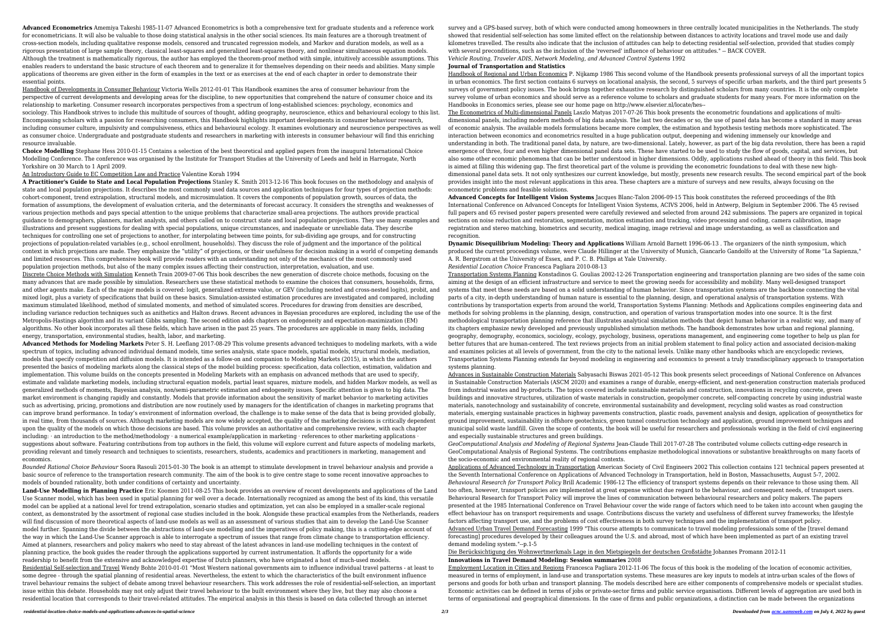**Advanced Econometrics** Amemiya Takeshi 1985-11-07 Advanced Econometrics is both a comprehensive text for graduate students and a reference work for econometricians. It will also be valuable to those doing statistical analysis in the other social sciences. Its main features are a thorough treatment of cross-section models, including qualitative response models, censored and truncated regression models, and Markov and duration models, as well as a rigorous presentation of large sample theory, classical least-squares and generalized least-squares theory, and nonlinear simultaneous equation models. Although the treatment is mathematically rigorous, the author has employed the theorem-proof method with simple, intuitively accessible assumptions. This enables readers to understand the basic structure of each theorem and to generalize it for themselves depending on their needs and abilities. Many simple applications of theorems are given either in the form of examples in the text or as exercises at the end of each chapter in order to demonstrate their essential points.

Handbook of Developments in Consumer Behaviour Victoria Wells 2012-01-01 This Handbook examines the area of consumer behaviour from the perspective of current developments and developing areas for the discipline, to new opportunities that comprehend the nature of consumer choice and its relationship to marketing. Consumer research incorporates perspectives from a spectrum of long-established sciences: psychology, economics and sociology. This Handbook strives to include this multitude of sources of thought, adding geography, neuroscience, ethics and behavioural ecology to this list. Encompassing scholars with a passion for researching consumers, this Handbook highlights important developments in consumer behaviour research, including consumer culture, impulsivity and compulsiveness, ethics and behavioural ecology. It examines evolutionary and neuroscience perspectives as well as consumer choice. Undergraduate and postgraduate students and researchers in marketing with interests in consumer behaviour will find this enriching resource invaluable.

**Choice Modelling** Stephane Hess 2010-01-15 Contains a selection of the best theoretical and applied papers from the inaugural International Choice Modelling Conference. The conference was organised by the Institute for Transport Studies at the University of Leeds and held in Harrogate, North Yorkshire on 30 March to 1 April 2009.

An Introductory Guide to EC Competition Law and Practice Valentine Korah 1994

**A Practitioner's Guide to State and Local Population Projections** Stanley K. Smith 2013-12-16 This book focuses on the methodology and analysis of state and local population projections. It describes the most commonly used data sources and application techniques for four types of projection methods: cohort-component, trend extrapolation, structural models, and microsimulation. It covers the components of population growth, sources of data, the formation of assumptions, the development of evaluation criteria, and the determinants of forecast accuracy. It considers the strengths and weaknesses of various projection methods and pays special attention to the unique problems that characterize small-area projections. The authors provide practical guidance to demographers, planners, market analysts, and others called on to construct state and local population projections. They use many examples and illustrations and present suggestions for dealing with special populations, unique circumstances, and inadequate or unreliable data. They describe techniques for controlling one set of projections to another, for interpolating between time points, for sub-dividing age groups, and for constructing projections of population-related variables (e.g., school enrollment, households). They discuss the role of judgment and the importance of the political context in which projections are made. They emphasize the "utility" of projections, or their usefulness for decision making in a world of competing demands and limited resources. This comprehensive book will provide readers with an understanding not only of the mechanics of the most commonly used population projection methods, but also of the many complex issues affecting their construction, interpretation, evaluation, and use.

Discrete Choice Methods with Simulation Kenneth Train 2009-07-06 This book describes the new generation of discrete choice methods, focusing on the many advances that are made possible by simulation. Researchers use these statistical methods to examine the choices that consumers, households, firms, and other agents make. Each of the major models is covered: logit, generalized extreme value, or GEV (including nested and cross-nested logits), probit, and mixed logit, plus a variety of specifications that build on these basics. Simulation-assisted estimation procedures are investigated and compared, including maximum stimulated likelihood, method of simulated moments, and method of simulated scores. Procedures for drawing from densities are described, including variance reduction techniques such as anithetics and Halton draws. Recent advances in Bayesian procedures are explored, including the use of the Metropolis-Hastings algorithm and its variant Gibbs sampling. The second edition adds chapters on endogeneity and expectation-maximization (EM) algorithms. No other book incorporates all these fields, which have arisen in the past 25 years. The procedures are applicable in many fields, including energy, transportation, environmental studies, health, labor, and marketing.

**Advanced Methods for Modeling Markets** Peter S. H. Leeflang 2017-08-29 This volume presents advanced techniques to modeling markets, with a wide spectrum of topics, including advanced individual demand models, time series analysis, state space models, spatial models, structural models, mediation, models that specify competition and diffusion models. It is intended as a follow-on and companion to Modeling Markets (2015), in which the authors presented the basics of modeling markets along the classical steps of the model building process: specification, data collection, estimation, validation and implementation. This volume builds on the concepts presented in Modeling Markets with an emphasis on advanced methods that are used to specify, estimate and validate marketing models, including structural equation models, partial least squares, mixture models, and hidden Markov models, as well as generalized methods of moments, Bayesian analysis, non/semi-parametric estimation and endogeneity issues. Specific attention is given to big data. The market environment is changing rapidly and constantly. Models that provide information about the sensitivity of market behavior to marketing activities such as advertising, pricing, promotions and distribution are now routinely used by managers for the identification of changes in marketing programs that can improve brand performance. In today's environment of information overload, the challenge is to make sense of the data that is being provided globally, in real time, from thousands of sources. Although marketing models are now widely accepted, the quality of the marketing decisions is critically dependent upon the quality of the models on which those decisions are based. This volume provides an authoritative and comprehensive review, with each chapter including: · an introduction to the method/methodology · a numerical example/application in marketing · references to other marketing applications · suggestions about software. Featuring contributions from top authors in the field, this volume will explore current and future aspects of modeling markets, providing relevant and timely research and techniques to scientists, researchers, students, academics and practitioners in marketing, management and economics.

*Bounded Rational Choice Behaviour* Soora Rasouli 2015-01-30 The book is an attempt to stimulate development in travel behaviour analysis and provide a basic source of reference to the transportation research community. The aim of the book is to give centre stage to some recent innovative approaches to models of bounded rationality, both under conditions of certainty and uncertainty.

**Land-Use Modelling in Planning Practice** Eric Koomen 2011-08-25 This book provides an overview of recent developments and applications of the Land Use Scanner model, which has been used in spatial planning for well over a decade. Internationally recognized as among the best of its kind, this versatile model can be applied at a national level for trend extrapolation, scenario studies and optimization, yet can also be employed in a smaller-scale regional context, as demonstrated by the assortment of regional case studies included in the book. Alongside these practical examples from the Netherlands, readers will find discussion of more theoretical aspects of land-use models as well as an assessment of various studies that aim to develop the Land-Use Scanner model further. Spanning the divide between the abstractions of land-use modelling and the imperatives of policy making, this is a cutting-edge account of the way in which the Land-Use Scanner approach is able to interrogate a spectrum of issues that range from climate change to transportation efficiency. Aimed at planners, researchers and policy makers who need to stay abreast of the latest advances in land-use modelling techniques in the context of planning practice, the book guides the reader through the applications supported by current instrumentation. It affords the opportunity for a wide readership to benefit from the extensive and acknowledged expertise of Dutch planners, who have originated a host of much-used models.

Residential Self-selection and Travel Wendy Bohte 2010-01-01 "Most Western national governments aim to influence individual travel patterns - at least to some degree - through the spatial planning of residential areas. Nevertheless, the extent to which the characteristics of the built environment influence travel behaviour remains the subject of debate among travel behaviour researchers. This work addresses the role of residential-self-selection, an important issue within this debate. Households may not only adjust their travel behaviour to the built environment where they live, but they may also choose a residential location that corresponds to their travel-related attitudes. The empirical analysis in this thesis is based on data collected through an internet survey and a GPS-based survey, both of which were conducted among homeowners in three centrally located municipalities in the Netherlands. The study showed that residential self-selection has some limited effect on the relationship between distances to activity locations and travel mode use and daily kilometres travelled. The results also indicate that the inclusion of attitudes can help to detecting residential self-selection, provided that studies comply with several preconditions, such as the inclusion of the 'reversed' influence of behaviour on attitudes." -- BACK COVER.

*Vehicle Routing, Traveler ADIS, Network Modeling, and Advanced Control Systems* 1992

**Journal of Transportation and Statistics**

Handbook of Regional and Urban Economics P. Nijkamp 1986 This second volume of the Handbook presents professional surveys of all the important topics in urban economics. The first section contains 6 surveys on locational analysis, the second, 5 surveys of specific urban markets, and the third part presents 5 surveys of government policy issues. The book brings together exhaustive research by distinguished scholars from many countries. It is the only complete survey volume of urban economics and should serve as a reference volume to scholars and graduate students for many years. For more information on the Handbooks in Economics series, please see our home page on http://www.elsevier.nl/locate/hes--

The Econometrics of Multi-dimensional Panels Laszlo Matyas 2017-07-26 This book presents the econometric foundations and applications of multi-dimensional panels, including modern methods of big data analysis. The last two decades or so, the use of panel data has become a standard in many areas of economic analysis. The available models formulations became more complex, the estimation and hypothesis testing methods more sophisticated. The interaction between economics and econometrics resulted in a huge publication output, deepening and widening immensely our knowledge and understanding in both. The traditional panel data, by nature, are two-dimensional. Lately, however, as part of the big data revolution, there has been a rapid emergence of three, four and even higher dimensional panel data sets. These have started to be used to study the flow of goods, capital, and services, but also some other economic phenomena that can be better understood in higher dimensions. Oddly, applications rushed ahead of theory in this field. This book is aimed at filling this widening gap. The first theoretical part of the volume is providing the econometric foundations to deal with these new high-dimensional panel data sets. It not only synthesizes our current knowledge, but mostly, presents new research results. The second empirical part of the book provides insight into the most relevant applications in this area. These chapters are a mixture of surveys and new results, always focusing on the econometric problems and feasible solutions.

**Advanced Concepts for Intelligent Vision Systems** Jacques Blanc-Talon 2006-09-15 This book constitutes the refereed proceedings of the 8th International Conference on Advanced Concepts for Intelligent Vision Systems, ACIVS 2006, held in Antwerp, Belgium in September 2006. The 45 revised full papers and 65 revised poster papers presented were carefully reviewed and selected from around 242 submissions. The papers are organized in topical sections on noise reduction and restoration, segmentation, motion estimation and tracking, video processing and coding, camera calibration, image registration and stereo matching, biometrics and security, medical imaging, image retrieval and image understanding, as well as classification and recognition.

**Dynamic Disequilibrium Modeling: Theory and Applications** William Arnold Barnett 1996-06-13 . The organizers of the ninth symposium, which produced the current proceedings volume, were Claude Hillinger at the University of Munich, Giancarlo Gandolfo at the University of Rome "La Sapienza," A. R. Bergstrom at the University of Essex, and P. C. B. Phillips at Yale University.

*Residential Location Choice* Francesca Pagliara 2010-08-13

Transportation Systems Planning Konstadinos G. Goulias 2002-12-26 Transportation engineering and transportation planning are two sides of the same coin aiming at the design of an efficient infrastructure and service to meet the growing needs for accessibility and mobility. Many well-designed transport systems that meet these needs are based on a solid understanding of human behavior. Since transportation systems are the backbone connecting the vital parts of a city, in-depth understanding of human nature is essential to the planning, design, and operational analysis of transportation systems. With contributions by transportation experts from around the world, Transportation Systems Planning: Methods and Applications compiles engineering data and methods for solving problems in the planning, design, construction, and operation of various transportation modes into one source. It is the first methodological transportation planning reference that illustrates analytical simulation methods that depict human behavior in a realistic way, and many of its chapters emphasize newly developed and previously unpublished simulation methods. The handbook demonstrates how urban and regional planning, geography, demography, economics, sociology, ecology, psychology, business, operations management, and engineering come together to help us plan for better futures that are human-centered. The text reviews projects from an initial problem statement to final policy action and associated decision-making and examines policies at all levels of government, from the city to the national levels. Unlike many other handbooks which are encyclopedic reviews, Transportation Systems Planning extends far beyond modeling in engineering and economics to present a truly transdisciplinary approach to transportation systems planning.

Advances in Sustainable Construction Materials Sabyasachi Biswas 2021-05-12 This book presents select proceedings of National Conference on Advances in Sustainable Construction Materials (ASCM 2020) and examines a range of durable, energy-efficient, and next-generation construction materials produced from industrial wastes and by-products. The topics covered include sustainable materials and construction, innovations in recycling concrete, green buildings and innovative structures, utilization of waste materials in construction, geopolymer concrete, self-compacting concrete by using industrial waste materials, nanotechnology and sustainability of concrete, environmental sustainability and development, recycling solid wastes as road construction materials, emerging sustainable practices in highway pavements construction, plastic roads, pavement analysis and design, application of geosynthetics for ground improvement, sustainability in offshore geotechnics, green tunnel construction technology and application, ground improvement techniques and municipal solid waste landfill. Given the scope of contents, the book will be useful for researchers and professionals working in the field of civil engineering and especially sustainable structures and green buildings.

*GeoComputational Analysis and Modeling of Regional Systems* Jean-Claude Thill 2017-07-28 The contributed volume collects cutting-edge research in GeoComputational Analysis of Regional Systems. The contributions emphasize methodological innovations or substantive breakthroughs on many facets of the socio-economic and environmental reality of regional contexts.

Applications of Advanced Technology in Transportation American Society of Civil Engineers 2002 This collection contains 121 technical papers presented at the Seventh International Conference on Applications of Advanced Technology in Transportation, held in Boston, Massachusetts, August 5-7, 2002.

*Behavioural Research for Transport Policy* Brill Academic 1986-12 The efficiency of transport systems depends on their relevance to those using them. All too often, however, transport policies are implemented at great expense without due regard to the behaviour, and consequent needs, of transport users. Behavioural Research for Transport Policy will improve the lines of communication between behavioural researchers and policy makers. The papers presented at the 1985 International Conference on Travel Behaviour cover the wide range of factors which need to be taken into account when gauging the effect behaviour has on transport requirements and usage. Contributions discuss the variety and usefulness of different survey frameworks; the lifestyle factors affecting transport use, and the problems of cost effectiveness in both survey techniques and the implementation of transport policy.

Advanced Urban Travel Demand Forecasting 1999 "This course attempts to communicate to travel modeling professionals some of the [travel demand forecasting] procedures developed by their colleagues around the U.S. and abroad, most of which have been implemented as part of an existing travel demand modeling system."--p.1-5

Die Berücksichtigung des Wohnwertmerkmals Lage in den Mietspiegeln der deutschen Großstädte Johannes Promann 2012-11

**Innovations in Travel Demand Modeling: Session summaries** 2008

Employment Location in Cities and Regions Francesca Pagliara 2012-11-06 The focus of this book is the modeling of the location of economic activities, measured in terms of employment, in land-use and transportation systems. These measures are key inputs to models at intra-urban scales of the flows of persons and goods for both urban and transport planning. The models described here are either components of comprehensive models or specialist studies. Economic activities can be defined in terms of jobs or private-sector firms and public service organisations. Different levels of aggregation are used both in terms of organisational and geographical dimensions. In the case of firms and public organizations, a distinction can be made between the organizations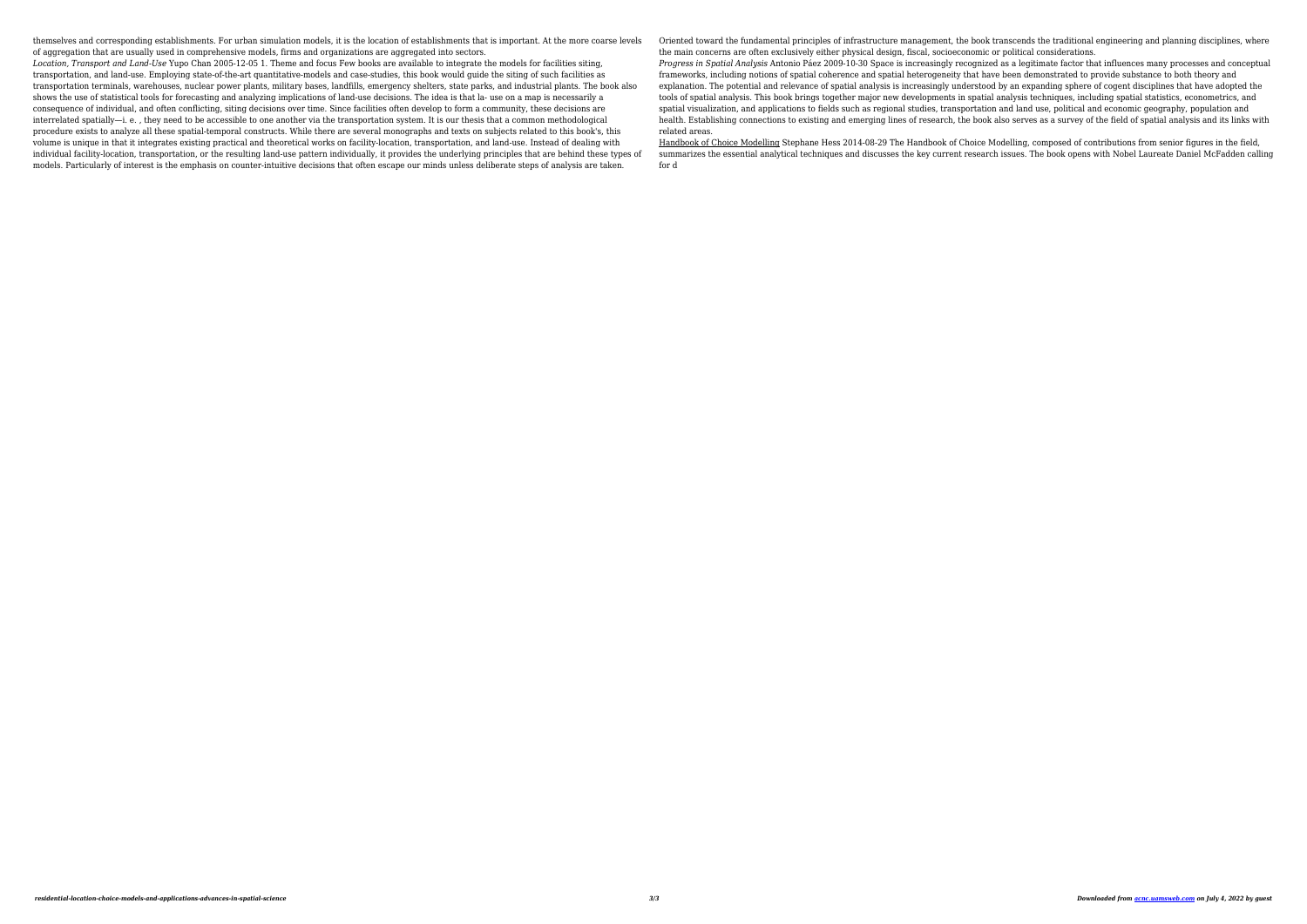themselves and corresponding establishments. For urban simulation models, it is the location of establishments that is important. At the more coarse levels of aggregation that are usually used in comprehensive models, firms and organizations are aggregated into sectors.

*Location, Transport and Land-Use* Yupo Chan 2005-12-05 1. Theme and focus Few books are available to integrate the models for facilities siting, transportation, and land-use. Employing state-of-the-art quantitative-models and case-studies, this book would guide the siting of such facilities as transportation terminals, warehouses, nuclear power plants, military bases, landfills, emergency shelters, state parks, and industrial plants. The book also shows the use of statistical tools for forecasting and analyzing implications of land-use decisions. The idea is that la- use on a map is necessarily a consequence of individual, and often conflicting, siting decisions over time. Since facilities often develop to form a community, these decisions are interrelated spatially—i. e. , they need to be accessible to one another via the transportation system. It is our thesis that a common methodological procedure exists to analyze all these spatial-temporal constructs. While there are several monographs and texts on subjects related to this book's, this volume is unique in that it integrates existing practical and theoretical works on facility-location, transportation, and land-use. Instead of dealing with individual facility-location, transportation, or the resulting land-use pattern individually, it provides the underlying principles that are behind these types of models. Particularly of interest is the emphasis on counter-intuitive decisions that often escape our minds unless deliberate steps of analysis are taken.

Oriented toward the fundamental principles of infrastructure management, the book transcends the traditional engineering and planning disciplines, where the main concerns are often exclusively either physical design, fiscal, socioeconomic or political considerations.

*Progress in Spatial Analysis* Antonio Páez 2009-10-30 Space is increasingly recognized as a legitimate factor that influences many processes and conceptual frameworks, including notions of spatial coherence and spatial heterogeneity that have been demonstrated to provide substance to both theory and explanation. The potential and relevance of spatial analysis is increasingly understood by an expanding sphere of cogent disciplines that have adopted the tools of spatial analysis. This book brings together major new developments in spatial analysis techniques, including spatial statistics, econometrics, and spatial visualization, and applications to fields such as regional studies, transportation and land use, political and economic geography, population and health. Establishing connections to existing and emerging lines of research, the book also serves as a survey of the field of spatial analysis and its links with related areas.

Handbook of Choice Modelling Stephane Hess 2014-08-29 The Handbook of Choice Modelling, composed of contributions from senior figures in the field, summarizes the essential analytical techniques and discusses the key current research issues. The book opens with Nobel Laureate Daniel McFadden calling for d